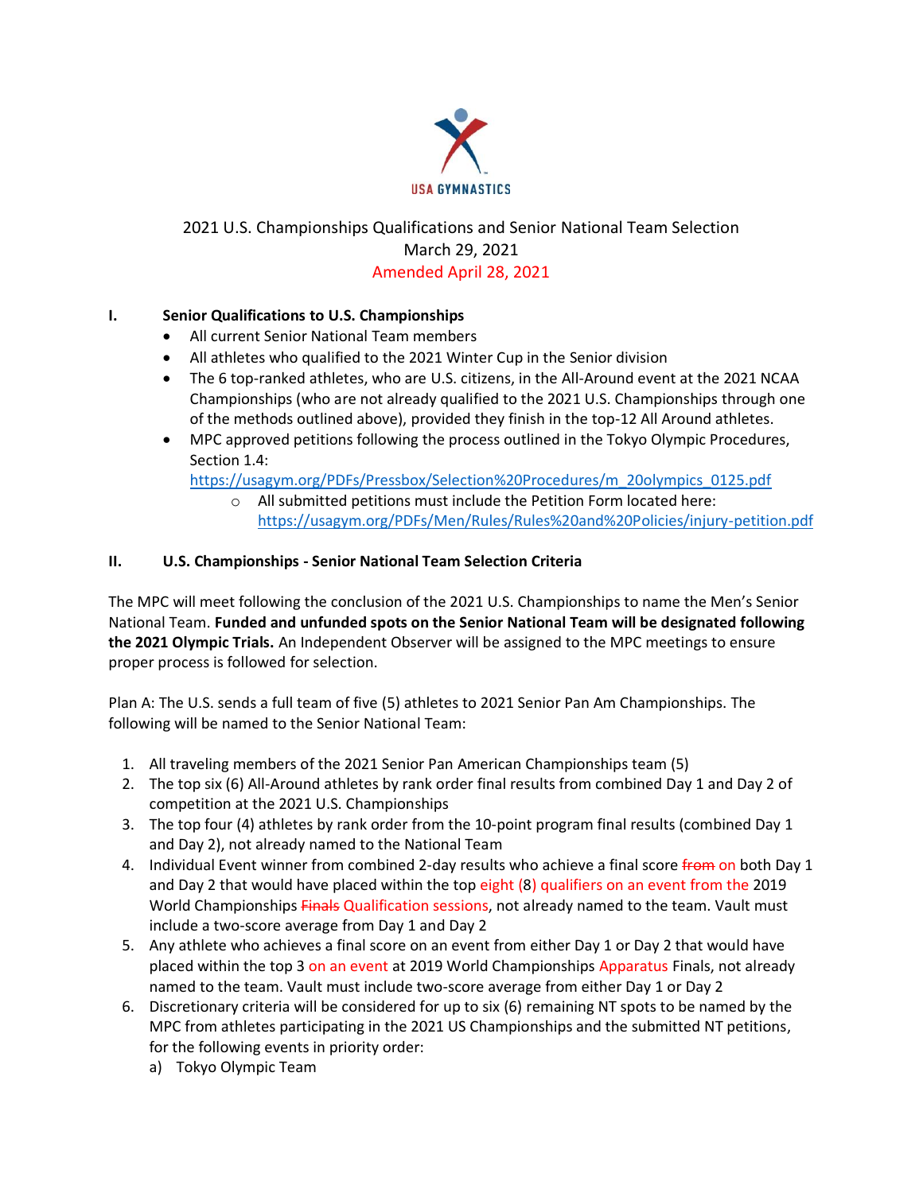2021 U.S. Championships Qualifications and Senior National Team Selection
March 29, 2021
Amended April 28, 2021

## I. Senior Qualifications to U.S. Championships

- All current Senior National Team members
- All athletes who qualified to the 2021 Winter Cup in the Senior division
- The 6 top-ranked athletes, who are U.S. citizens, in the All-Around event at the 2021 NCAA Championships (who are not already qualified to the 2021 U.S. Championships through one of the methods outlined above), provided they finish in the top-12 All Around athletes.
- MPC approved petitions following the process outlined in the Tokyo Olympic Procedures, Section 1.4: https://usagym.org/PDFs/Pressbox/Selection%20Procedures/m_20olympics_0125.pdf
  - All submitted petitions must include the Petition Form located here: https://usagym.org/PDFs/Men/Rules/Rules%20and%20Policies/injury-petition.pdf

## II. U.S. Championships - Senior National Team Selection Criteria

The MPC will meet following the conclusion of the 2021 U.S. Championships to name the Men's Senior National Team. **Funded and unfunded spots on the Senior National Team will be designated following the 2021 Olympic Trials.** An Independent Observer will be assigned to the MPC meetings to ensure proper process is followed for selection.

Plan A: The U.S. sends a full team of five (5) athletes to 2021 Senior Pan Am Championships. The following will be named to the Senior National Team:

1. All traveling members of the 2021 Senior Pan American Championships team (5)
2. The top six (6) All-Around athletes by rank order final results from combined Day 1 and Day 2 of competition at the 2021 U.S. Championships
3. The top four (4) athletes by rank order from the 10-point program final results (combined Day 1 and Day 2), not already named to the National Team
4. Individual Event winner from combined 2-day results who achieve a final score ~~from~~ on both Day 1 and Day 2 that would have placed within the top eight (8) qualifiers on an event from the 2019 World Championships ~~Finals~~ Qualification sessions, not already named to the team. Vault must include a two-score average from Day 1 and Day 2
5. Any athlete who achieves a final score on an event from either Day 1 or Day 2 that would have placed within the top 3 on an event at 2019 World Championships Apparatus Finals, not already named to the team. Vault must include two-score average from either Day 1 or Day 2
6. Discretionary criteria will be considered for up to six (6) remaining NT spots to be named by the MPC from athletes participating in the 2021 US Championships and the submitted NT petitions, for the following events in priority order:
   a) Tokyo Olympic Team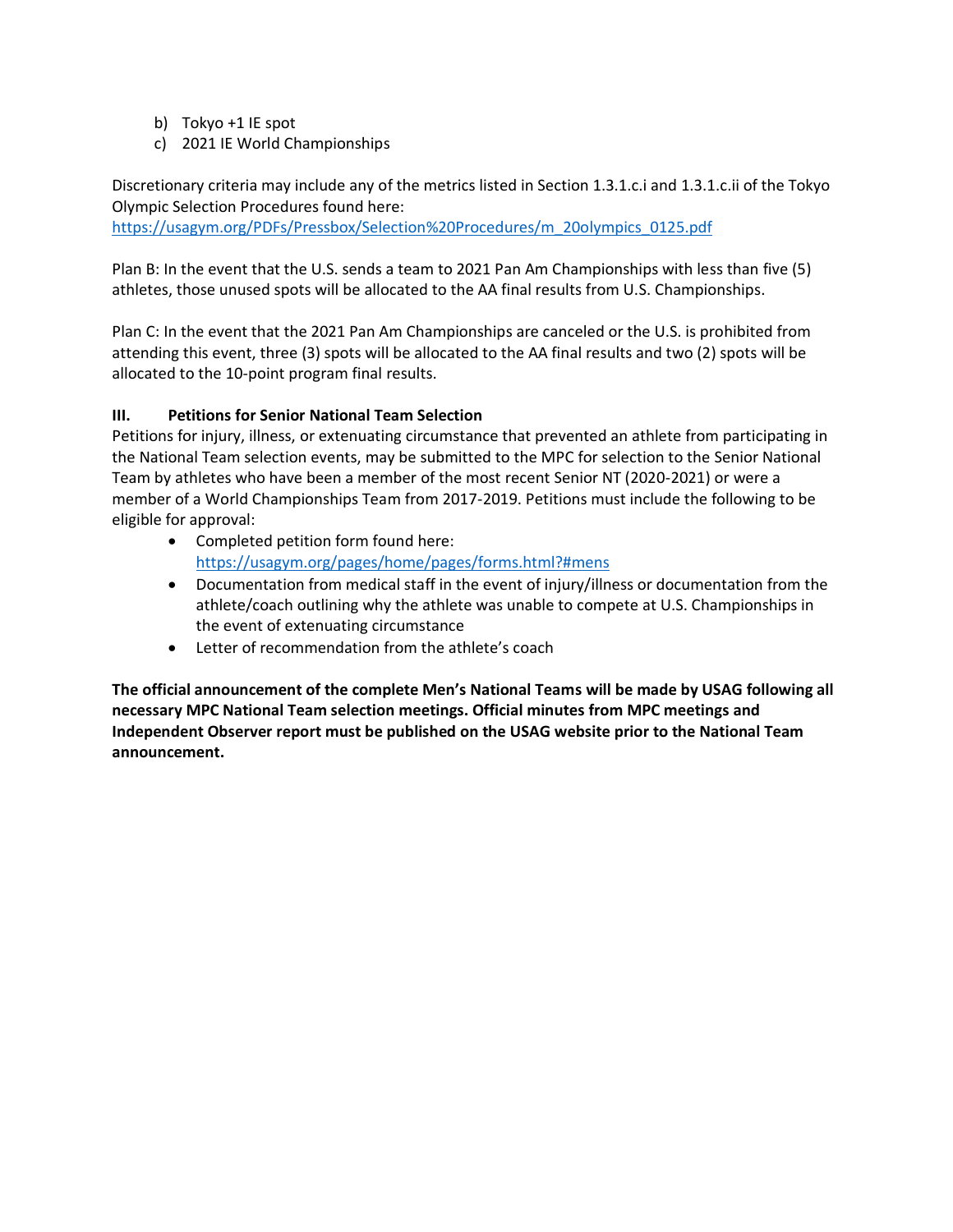b) Tokyo +1 IE spot
c) 2021 IE World Championships

Discretionary criteria may include any of the metrics listed in Section 1.3.1.c.i and 1.3.1.c.ii of the Tokyo Olympic Selection Procedures found here:
https://usagym.org/PDFs/Pressbox/Selection%20Procedures/m_20olympics_0125.pdf

Plan B: In the event that the U.S. sends a team to 2021 Pan Am Championships with less than five (5) athletes, those unused spots will be allocated to the AA final results from U.S. Championships.

Plan C: In the event that the 2021 Pan Am Championships are canceled or the U.S. is prohibited from attending this event, three (3) spots will be allocated to the AA final results and two (2) spots will be allocated to the 10-point program final results.

### III. Petitions for Senior National Team Selection

Petitions for injury, illness, or extenuating circumstance that prevented an athlete from participating in the National Team selection events, may be submitted to the MPC for selection to the Senior National Team by athletes who have been a member of the most recent Senior NT (2020-2021) or were a member of a World Championships Team from 2017-2019. Petitions must include the following to be eligible for approval:

- Completed petition form found here: https://usagym.org/pages/home/pages/forms.html?#mens
- Documentation from medical staff in the event of injury/illness or documentation from the athlete/coach outlining why the athlete was unable to compete at U.S. Championships in the event of extenuating circumstance
- Letter of recommendation from the athlete's coach

**The official announcement of the complete Men's National Teams will be made by USAG following all necessary MPC National Team selection meetings. Official minutes from MPC meetings and Independent Observer report must be published on the USAG website prior to the National Team announcement.**